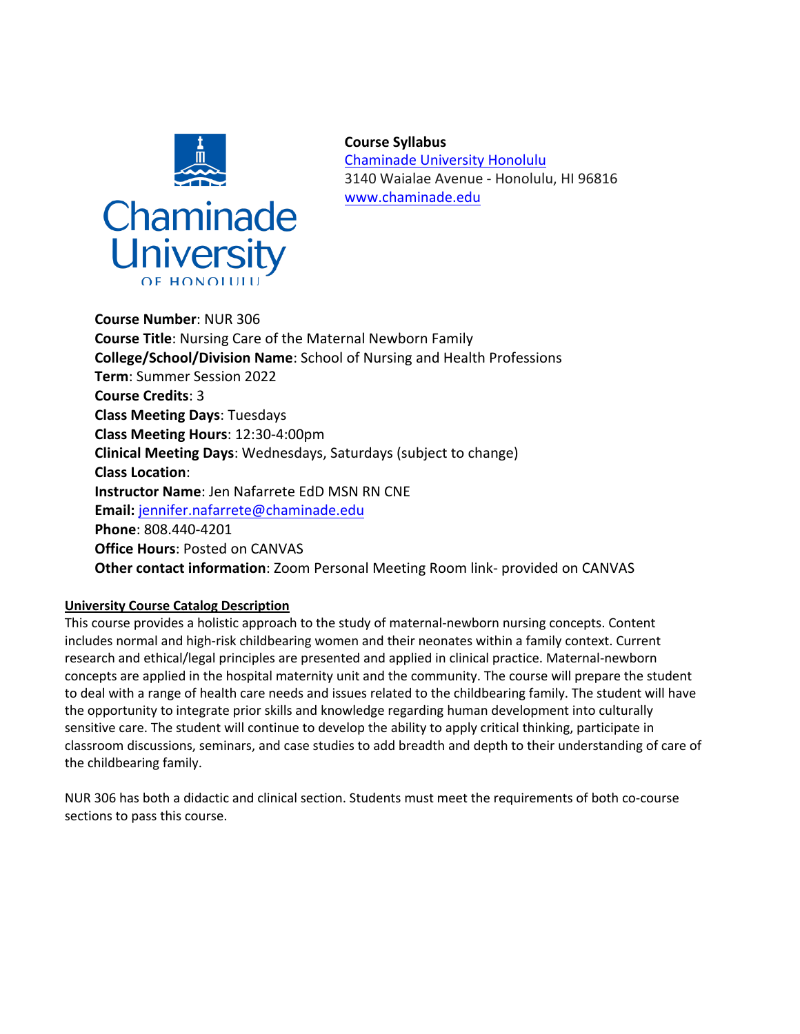**Course Syllabus**
[Chaminade University Honolulu](http://www.chaminade.edu)
3140 Waialae Avenue - Honolulu, HI 96816
[www.chaminade.edu](http://www.chaminade.edu)

**Course Number**: NUR 306
**Course Title**: Nursing Care of the Maternal Newborn Family
**College/School/Division Name**: School of Nursing and Health Professions
**Term**: Summer Session 2022
**Course Credits**: 3
**Class Meeting Days**: Tuesdays
**Class Meeting Hours**: 12:30-4:00pm
**Clinical Meeting Days**: Wednesdays, Saturdays (subject to change)
**Class Location**:
**Instructor Name**: Jen Nafarrete EdD MSN RN CNE
**Email:** jennifer.nafarrete@chaminade.edu
**Phone**: 808.440-4201
**Office Hours**: Posted on CANVAS
**Other contact information**: Zoom Personal Meeting Room link- provided on CANVAS

## University Course Catalog Description

This course provides a holistic approach to the study of maternal-newborn nursing concepts. Content includes normal and high-risk childbearing women and their neonates within a family context. Current research and ethical/legal principles are presented and applied in clinical practice. Maternal-newborn concepts are applied in the hospital maternity unit and the community. The course will prepare the student to deal with a range of health care needs and issues related to the childbearing family. The student will have the opportunity to integrate prior skills and knowledge regarding human development into culturally sensitive care. The student will continue to develop the ability to apply critical thinking, participate in classroom discussions, seminars, and case studies to add breadth and depth to their understanding of care of the childbearing family.

NUR 306 has both a didactic and clinical section. Students must meet the requirements of both co-course sections to pass this course.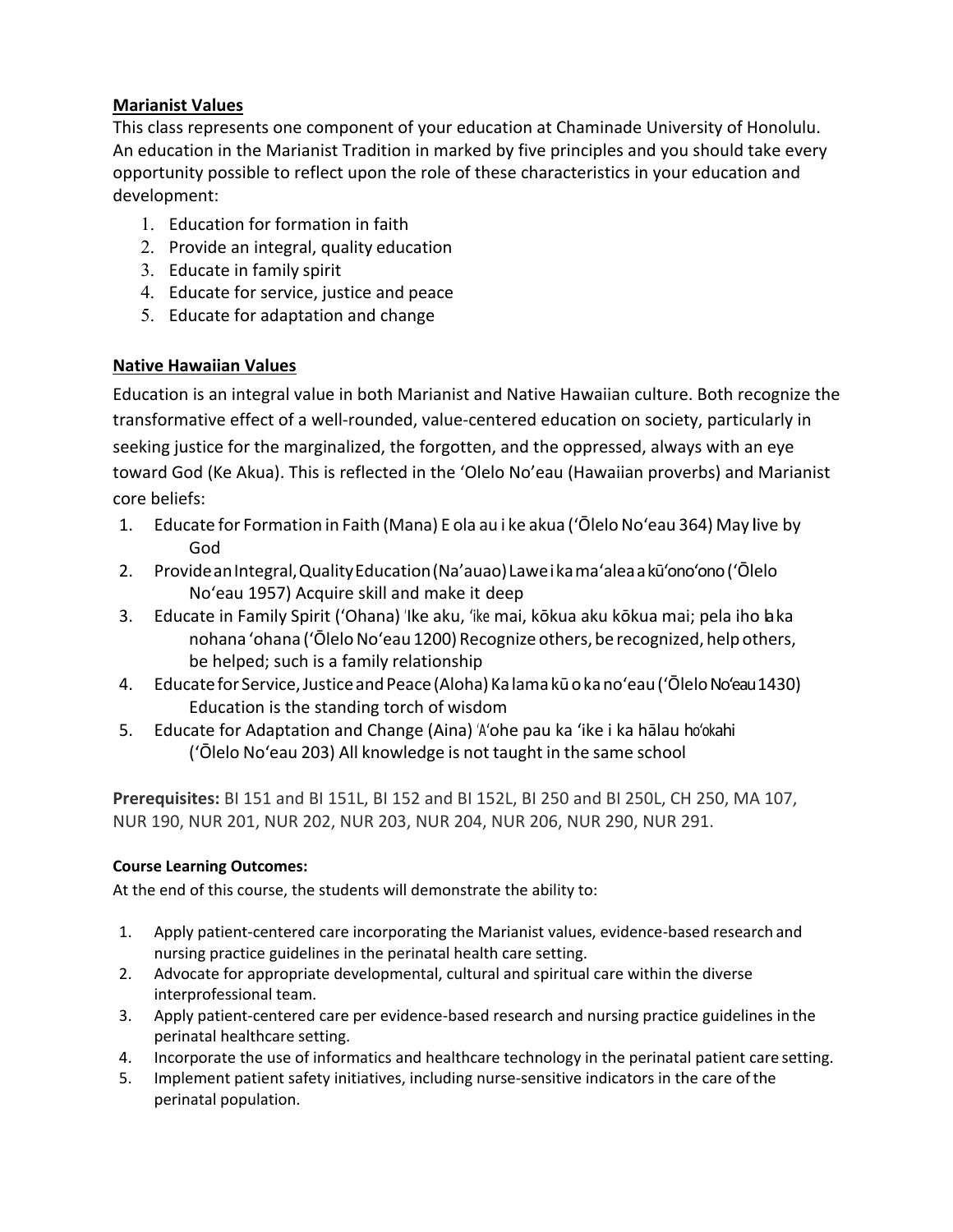**Marianist Values**

This class represents one component of your education at Chaminade University of Honolulu. An education in the Marianist Tradition in marked by five principles and you should take every opportunity possible to reflect upon the role of these characteristics in your education and development:

1. Education for formation in faith
2. Provide an integral, quality education
3. Educate in family spirit
4. Educate for service, justice and peace
5. Educate for adaptation and change

**Native Hawaiian Values**

Education is an integral value in both Marianist and Native Hawaiian culture. Both recognize the transformative effect of a well-rounded, value-centered education on society, particularly in seeking justice for the marginalized, the forgotten, and the oppressed, always with an eye toward God (Ke Akua). This is reflected in the ʻOlelo Noʻeau (Hawaiian proverbs) and Marianist core beliefs:

1. Educate for Formation in Faith (Mana) E ola au i ke akua (ʻŌlelo Noʻeau 364) May live by God
2. Provide an Integral, Quality Education (Naʻauao) Lawe i ka maʻalea a kūʻonoʻono (ʻŌlelo Noʻeau 1957) Acquire skill and make it deep
3. Educate in Family Spirit (ʻOhana) ʻIke aku, ʻike mai, kōkua aku kōkua mai; pela iho la ka nohana ʻohana (ʻŌlelo Noʻeau 1200) Recognize others, be recognized, help others, be helped; such is a family relationship
4. Educate for Service, Justice and Peace (Aloha) Ka lama kū o ka noʻeau (ʻŌlelo Noʻeau 1430) Education is the standing torch of wisdom
5. Educate for Adaptation and Change (Aina) ʻAʻohe pau ka ʻike i ka hālau hoʻokahi (ʻŌlelo Noʻeau 203) All knowledge is not taught in the same school

**Prerequisites:** BI 151 and BI 151L, BI 152 and BI 152L, BI 250 and BI 250L, CH 250, MA 107, NUR 190, NUR 201, NUR 202, NUR 203, NUR 204, NUR 206, NUR 290, NUR 291.

**Course Learning Outcomes:**

At the end of this course, the students will demonstrate the ability to:

1. Apply patient-centered care incorporating the Marianist values, evidence-based research and nursing practice guidelines in the perinatal health care setting.
2. Advocate for appropriate developmental, cultural and spiritual care within the diverse interprofessional team.
3. Apply patient-centered care per evidence-based research and nursing practice guidelines in the perinatal healthcare setting.
4. Incorporate the use of informatics and healthcare technology in the perinatal patient care setting.
5. Implement patient safety initiatives, including nurse-sensitive indicators in the care of the perinatal population.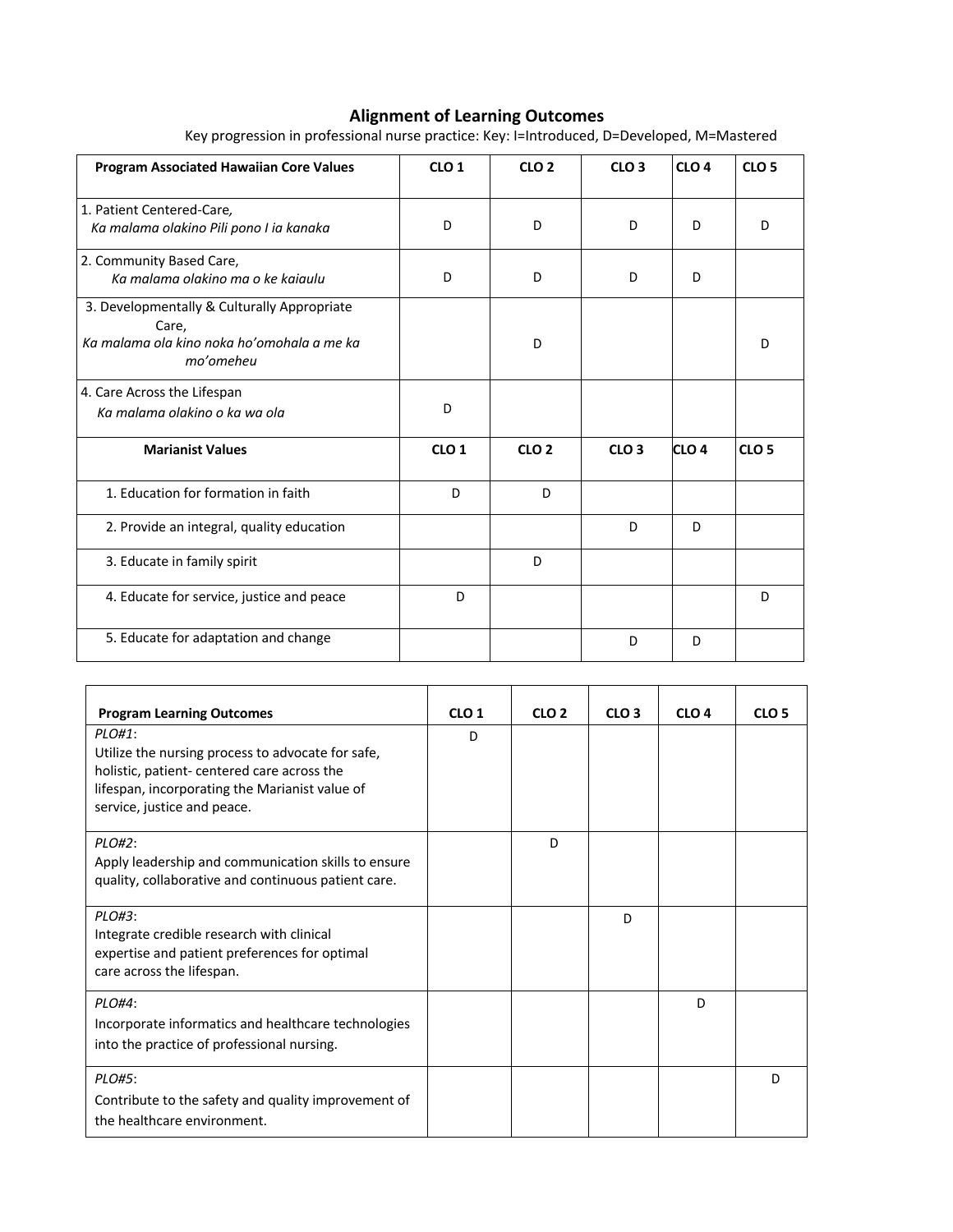# Alignment of Learning Outcomes

Key progression in professional nurse practice: Key: I=Introduced, D=Developed, M=Mastered

| Program Associated Hawaiian Core Values | CLO 1 | CLO 2 | CLO 3 | CLO 4 | CLO 5 |
|---|---|---|---|---|---|
| 1. Patient Centered-Care, *Ka malama olakino Pili pono I ia kanaka* | D | D | D | D | D |
| 2. Community Based Care, *Ka malama olakino ma o ke kaiaulu* | D | D | D | D | |
| 3. Developmentally & Culturally Appropriate Care, *Ka malama ola kino noka ho'omohala a me ka mo'omeheu* | | D | | | D |
| 4. Care Across the Lifespan *Ka malama olakino o ka wa ola* | D | | | | |
| **Marianist Values** | **CLO 1** | **CLO 2** | **CLO 3** | **CLO 4** | **CLO 5** |
| 1. Education for formation in faith | D | D | | | |
| 2. Provide an integral, quality education | | | D | D | |
| 3. Educate in family spirit | | D | | | |
| 4. Educate for service, justice and peace | D | | | | D |
| 5. Educate for adaptation and change | | | D | D | |

| Program Learning Outcomes | CLO 1 | CLO 2 | CLO 3 | CLO 4 | CLO 5 |
|---|---|---|---|---|---|
| *PLO#1*: Utilize the nursing process to advocate for safe, holistic, patient- centered care across the lifespan, incorporating the Marianist value of service, justice and peace. | D | | | | |
| *PLO#2*: Apply leadership and communication skills to ensure quality, collaborative and continuous patient care. | | D | | | |
| *PLO#3*: Integrate credible research with clinical expertise and patient preferences for optimal care across the lifespan. | | | D | | |
| *PLO#4*: Incorporate informatics and healthcare technologies into the practice of professional nursing. | | | | D | |
| *PLO#5*: Contribute to the safety and quality improvement of the healthcare environment. | | | | | D |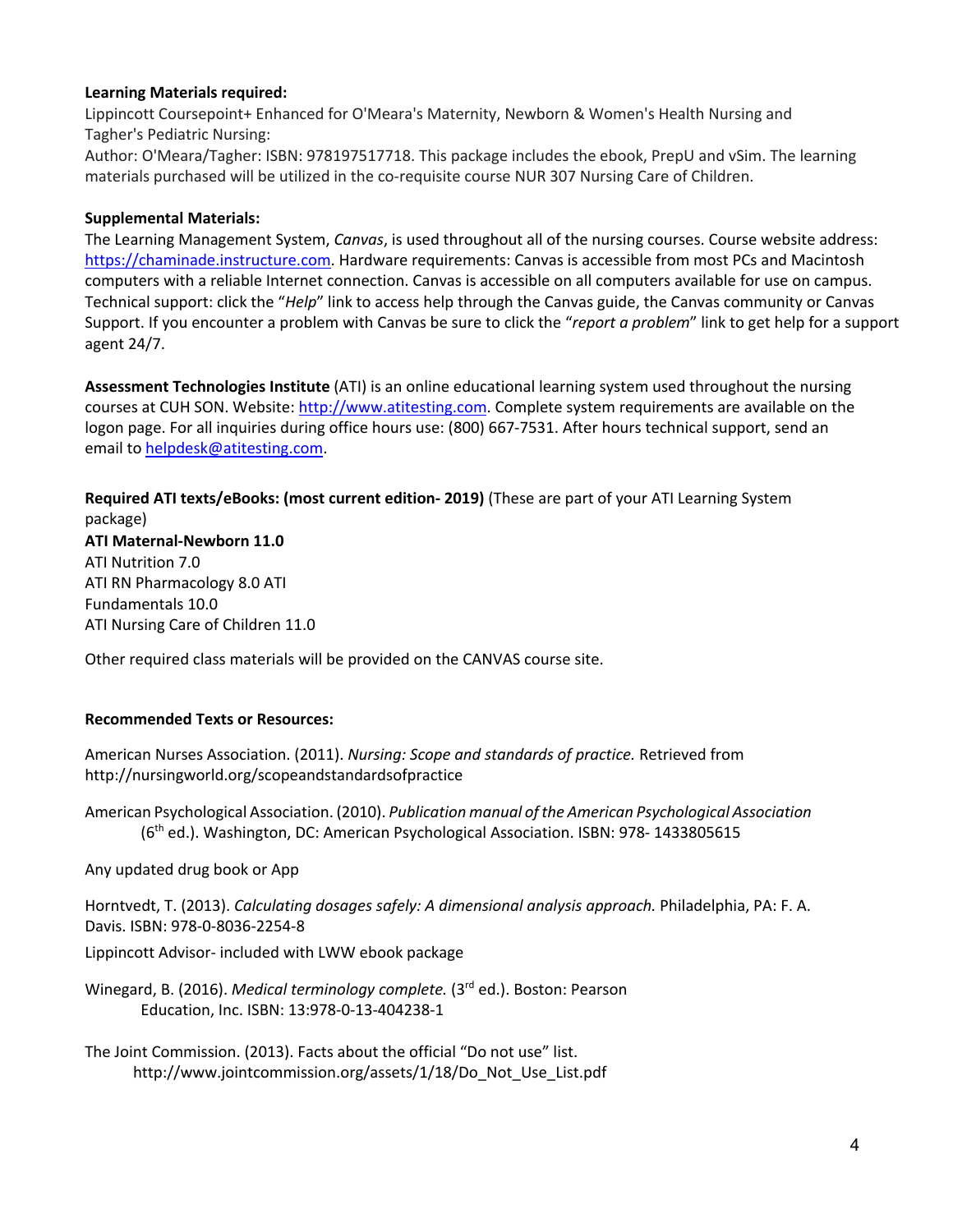**Learning Materials required:**

Lippincott Coursepoint+ Enhanced for O'Meara's Maternity, Newborn & Women's Health Nursing and Tagher's Pediatric Nursing:

Author: O'Meara/Tagher: ISBN: 978197517718. This package includes the ebook, PrepU and vSim. The learning materials purchased will be utilized in the co-requisite course NUR 307 Nursing Care of Children.

**Supplemental Materials:**

The Learning Management System, *Canvas*, is used throughout all of the nursing courses. Course website address: https://chaminade.instructure.com. Hardware requirements: Canvas is accessible from most PCs and Macintosh computers with a reliable Internet connection. Canvas is accessible on all computers available for use on campus. Technical support: click the "*Help*" link to access help through the Canvas guide, the Canvas community or Canvas Support. If you encounter a problem with Canvas be sure to click the "*report a problem*" link to get help for a support agent 24/7.

**Assessment Technologies Institute** (ATI) is an online educational learning system used throughout the nursing courses at CUH SON. Website: http://www.atitesting.com. Complete system requirements are available on the logon page. For all inquiries during office hours use: (800) 667-7531. After hours technical support, send an email to helpdesk@atitesting.com.

**Required ATI texts/eBooks: (most current edition- 2019)** (These are part of your ATI Learning System package)

**ATI Maternal-Newborn 11.0**
ATI Nutrition 7.0
ATI RN Pharmacology 8.0 ATI
Fundamentals 10.0
ATI Nursing Care of Children 11.0

Other required class materials will be provided on the CANVAS course site.

**Recommended Texts or Resources:**

American Nurses Association. (2011). *Nursing: Scope and standards of practice.* Retrieved from http://nursingworld.org/scopeandstandardsofpractice

American Psychological Association. (2010). *Publication manual of the American Psychological Association* (6th ed.). Washington, DC: American Psychological Association. ISBN: 978- 1433805615

Any updated drug book or App

Horntvedt, T. (2013). *Calculating dosages safely: A dimensional analysis approach.* Philadelphia, PA: F. A. Davis. ISBN: 978-0-8036-2254-8

Lippincott Advisor- included with LWW ebook package

Winegard, B. (2016). *Medical terminology complete.* (3rd ed.). Boston: Pearson Education, Inc. ISBN: 13:978-0-13-404238-1

The Joint Commission. (2013). Facts about the official "Do not use" list. http://www.jointcommission.org/assets/1/18/Do_Not_Use_List.pdf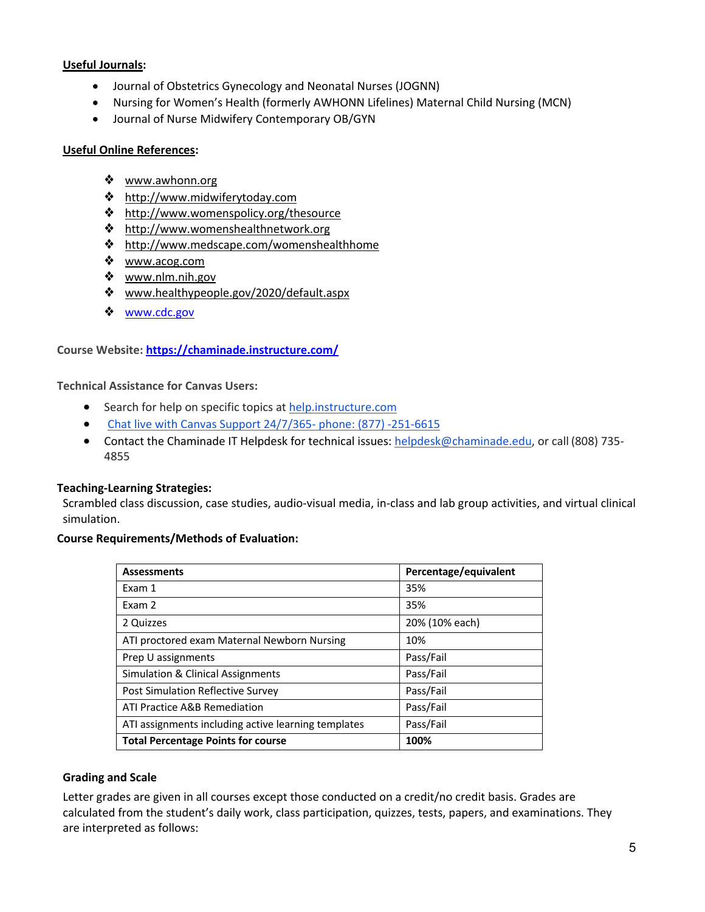**Useful Journals:**

- Journal of Obstetrics Gynecology and Neonatal Nurses (JOGNN)
- Nursing for Women's Health (formerly AWHONN Lifelines) Maternal Child Nursing (MCN)
- Journal of Nurse Midwifery Contemporary OB/GYN

**Useful Online References:**

- www.awhonn.org
- http://www.midwiferytoday.com
- http://www.womenspolicy.org/thesource
- http://www.womenshealthnetwork.org
- http://www.medscape.com/womenshealthhome
- www.acog.com
- www.nlm.nih.gov
- www.healthypeople.gov/2020/default.aspx
- www.cdc.gov

**Course Website: https://chaminade.instructure.com/**

**Technical Assistance for Canvas Users:**

- Search for help on specific topics at help.instructure.com
- Chat live with Canvas Support 24/7/365- phone: (877) -251-6615
- Contact the Chaminade IT Helpdesk for technical issues: helpdesk@chaminade.edu, or call (808) 735-4855

**Teaching-Learning Strategies:**

Scrambled class discussion, case studies, audio-visual media, in-class and lab group activities, and virtual clinical simulation.

**Course Requirements/Methods of Evaluation:**

| Assessments | Percentage/equivalent |
|---|---|
| Exam 1 | 35% |
| Exam 2 | 35% |
| 2 Quizzes | 20% (10% each) |
| ATI proctored exam Maternal Newborn Nursing | 10% |
| Prep U assignments | Pass/Fail |
| Simulation & Clinical Assignments | Pass/Fail |
| Post Simulation Reflective Survey | Pass/Fail |
| ATI Practice A&B Remediation | Pass/Fail |
| ATI assignments including active learning templates | Pass/Fail |
| **Total Percentage Points for course** | **100%** |

**Grading and Scale**

Letter grades are given in all courses except those conducted on a credit/no credit basis. Grades are calculated from the student's daily work, class participation, quizzes, tests, papers, and examinations. They are interpreted as follows: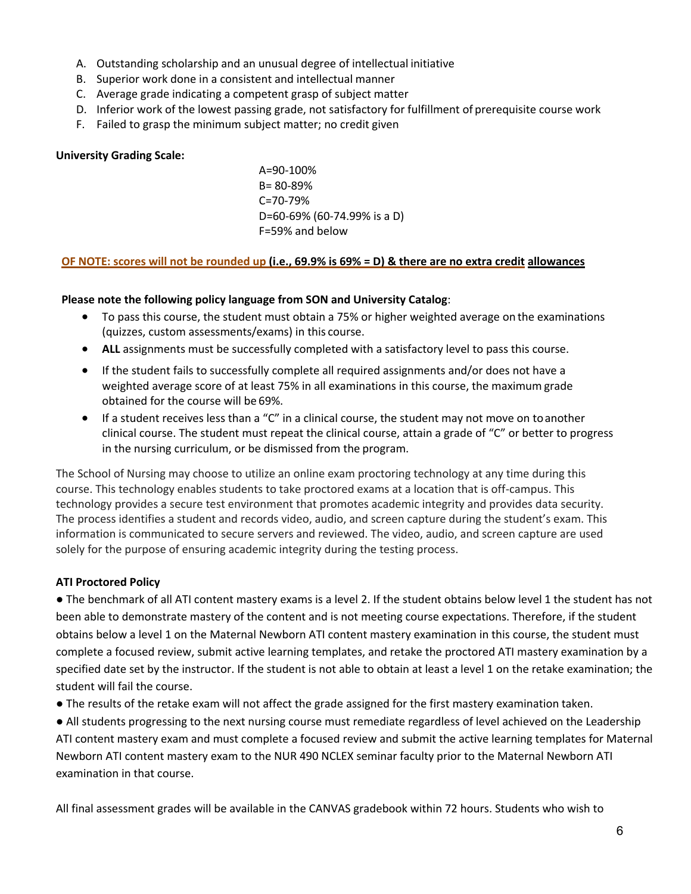A. Outstanding scholarship and an unusual degree of intellectual initiative
B. Superior work done in a consistent and intellectual manner
C. Average grade indicating a competent grasp of subject matter
D. Inferior work of the lowest passing grade, not satisfactory for fulfillment of prerequisite course work
F. Failed to grasp the minimum subject matter; no credit given

**University Grading Scale:**

A=90-100%
B= 80-89%
C=70-79%
D=60-69% (60-74.99% is a D)
F=59% and below

**OF NOTE: scores will not be rounded up (i.e., 69.9% is 69% = D) & there are no extra credit allowances**

**Please note the following policy language from SON and University Catalog**:

- To pass this course, the student must obtain a 75% or higher weighted average on the examinations (quizzes, custom assessments/exams) in this course.
- **ALL** assignments must be successfully completed with a satisfactory level to pass this course.
- If the student fails to successfully complete all required assignments and/or does not have a weighted average score of at least 75% in all examinations in this course, the maximum grade obtained for the course will be 69%.
- If a student receives less than a "C" in a clinical course, the student may not move on to another clinical course. The student must repeat the clinical course, attain a grade of "C" or better to progress in the nursing curriculum, or be dismissed from the program.

The School of Nursing may choose to utilize an online exam proctoring technology at any time during this course. This technology enables students to take proctored exams at a location that is off-campus. This technology provides a secure test environment that promotes academic integrity and provides data security. The process identifies a student and records video, audio, and screen capture during the student's exam. This information is communicated to secure servers and reviewed. The video, audio, and screen capture are used solely for the purpose of ensuring academic integrity during the testing process.

**ATI Proctored Policy**

- The benchmark of all ATI content mastery exams is a level 2. If the student obtains below level 1 the student has not been able to demonstrate mastery of the content and is not meeting course expectations. Therefore, if the student obtains below a level 1 on the Maternal Newborn ATI content mastery examination in this course, the student must complete a focused review, submit active learning templates, and retake the proctored ATI mastery examination by a specified date set by the instructor. If the student is not able to obtain at least a level 1 on the retake examination; the student will fail the course.
- The results of the retake exam will not affect the grade assigned for the first mastery examination taken.
- All students progressing to the next nursing course must remediate regardless of level achieved on the Leadership ATI content mastery exam and must complete a focused review and submit the active learning templates for Maternal Newborn ATI content mastery exam to the NUR 490 NCLEX seminar faculty prior to the Maternal Newborn ATI examination in that course.

All final assessment grades will be available in the CANVAS gradebook within 72 hours. Students who wish to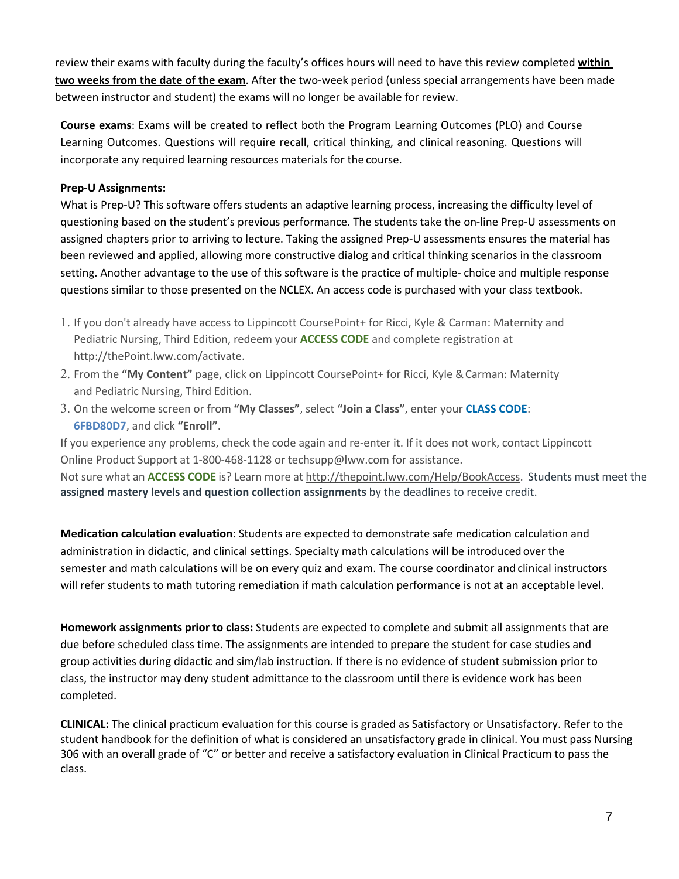review their exams with faculty during the faculty's offices hours will need to have this review completed **within two weeks from the date of the exam**. After the two-week period (unless special arrangements have been made between instructor and student) the exams will no longer be available for review.

**Course exams**: Exams will be created to reflect both the Program Learning Outcomes (PLO) and Course Learning Outcomes. Questions will require recall, critical thinking, and clinical reasoning. Questions will incorporate any required learning resources materials for the course.

**Prep-U Assignments:**

What is Prep-U? This software offers students an adaptive learning process, increasing the difficulty level of questioning based on the student's previous performance. The students take the on-line Prep-U assessments on assigned chapters prior to arriving to lecture. Taking the assigned Prep-U assessments ensures the material has been reviewed and applied, allowing more constructive dialog and critical thinking scenarios in the classroom setting. Another advantage to the use of this software is the practice of multiple- choice and multiple response questions similar to those presented on the NCLEX. An access code is purchased with your class textbook.

1. If you don't already have access to Lippincott CoursePoint+ for Ricci, Kyle & Carman: Maternity and Pediatric Nursing, Third Edition, redeem your **ACCESS CODE** and complete registration at http://thePoint.lww.com/activate.
2. From the **"My Content"** page, click on Lippincott CoursePoint+ for Ricci, Kyle & Carman: Maternity and Pediatric Nursing, Third Edition.
3. On the welcome screen or from **"My Classes"**, select **"Join a Class"**, enter your **CLASS CODE**: **6FBD80D7**, and click **"Enroll"**.

If you experience any problems, check the code again and re-enter it. If it does not work, contact Lippincott Online Product Support at 1-800-468-1128 or techsupp@lww.com for assistance.

Not sure what an **ACCESS CODE** is? Learn more at http://thepoint.lww.com/Help/BookAccess. Students must meet the **assigned mastery levels and question collection assignments** by the deadlines to receive credit.

**Medication calculation evaluation**: Students are expected to demonstrate safe medication calculation and administration in didactic, and clinical settings. Specialty math calculations will be introduced over the semester and math calculations will be on every quiz and exam. The course coordinator and clinical instructors will refer students to math tutoring remediation if math calculation performance is not at an acceptable level.

**Homework assignments prior to class:** Students are expected to complete and submit all assignments that are due before scheduled class time. The assignments are intended to prepare the student for case studies and group activities during didactic and sim/lab instruction. If there is no evidence of student submission prior to class, the instructor may deny student admittance to the classroom until there is evidence work has been completed.

**CLINICAL:** The clinical practicum evaluation for this course is graded as Satisfactory or Unsatisfactory. Refer to the student handbook for the definition of what is considered an unsatisfactory grade in clinical. You must pass Nursing 306 with an overall grade of "C" or better and receive a satisfactory evaluation in Clinical Practicum to pass the class.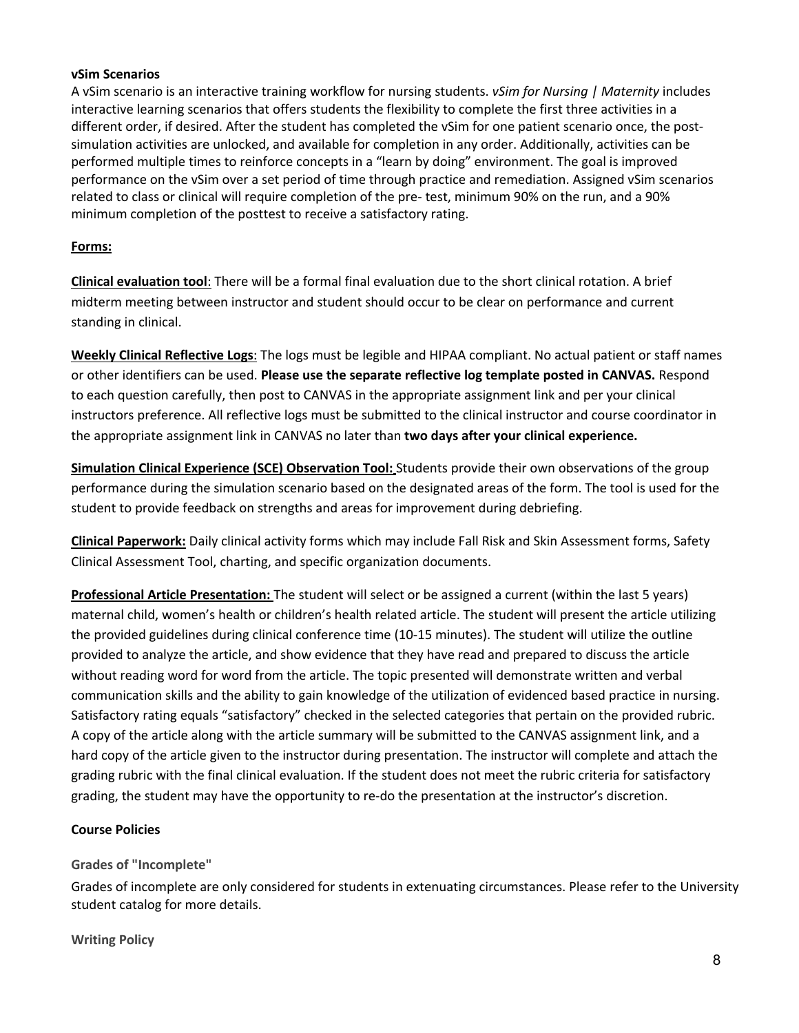**vSim Scenarios**

A vSim scenario is an interactive training workflow for nursing students. *vSim for Nursing | Maternity* includes interactive learning scenarios that offers students the flexibility to complete the first three activities in a different order, if desired. After the student has completed the vSim for one patient scenario once, the post-simulation activities are unlocked, and available for completion in any order. Additionally, activities can be performed multiple times to reinforce concepts in a "learn by doing" environment. The goal is improved performance on the vSim over a set period of time through practice and remediation. Assigned vSim scenarios related to class or clinical will require completion of the pre- test, minimum 90% on the run, and a 90% minimum completion of the posttest to receive a satisfactory rating.

**Forms:**

**Clinical evaluation tool**: There will be a formal final evaluation due to the short clinical rotation. A brief midterm meeting between instructor and student should occur to be clear on performance and current standing in clinical.

**Weekly Clinical Reflective Logs**: The logs must be legible and HIPAA compliant. No actual patient or staff names or other identifiers can be used. **Please use the separate reflective log template posted in CANVAS.** Respond to each question carefully, then post to CANVAS in the appropriate assignment link and per your clinical instructors preference. All reflective logs must be submitted to the clinical instructor and course coordinator in the appropriate assignment link in CANVAS no later than **two days after your clinical experience.**

**Simulation Clinical Experience (SCE) Observation Tool:** Students provide their own observations of the group performance during the simulation scenario based on the designated areas of the form. The tool is used for the student to provide feedback on strengths and areas for improvement during debriefing.

**Clinical Paperwork:** Daily clinical activity forms which may include Fall Risk and Skin Assessment forms, Safety Clinical Assessment Tool, charting, and specific organization documents.

**Professional Article Presentation:** The student will select or be assigned a current (within the last 5 years) maternal child, women's health or children's health related article. The student will present the article utilizing the provided guidelines during clinical conference time (10-15 minutes). The student will utilize the outline provided to analyze the article, and show evidence that they have read and prepared to discuss the article without reading word for word from the article. The topic presented will demonstrate written and verbal communication skills and the ability to gain knowledge of the utilization of evidenced based practice in nursing. Satisfactory rating equals "satisfactory" checked in the selected categories that pertain on the provided rubric. A copy of the article along with the article summary will be submitted to the CANVAS assignment link, and a hard copy of the article given to the instructor during presentation. The instructor will complete and attach the grading rubric with the final clinical evaluation. If the student does not meet the rubric criteria for satisfactory grading, the student may have the opportunity to re-do the presentation at the instructor's discretion.

## Course Policies

### Grades of "Incomplete"

Grades of incomplete are only considered for students in extenuating circumstances. Please refer to the University student catalog for more details.

### Writing Policy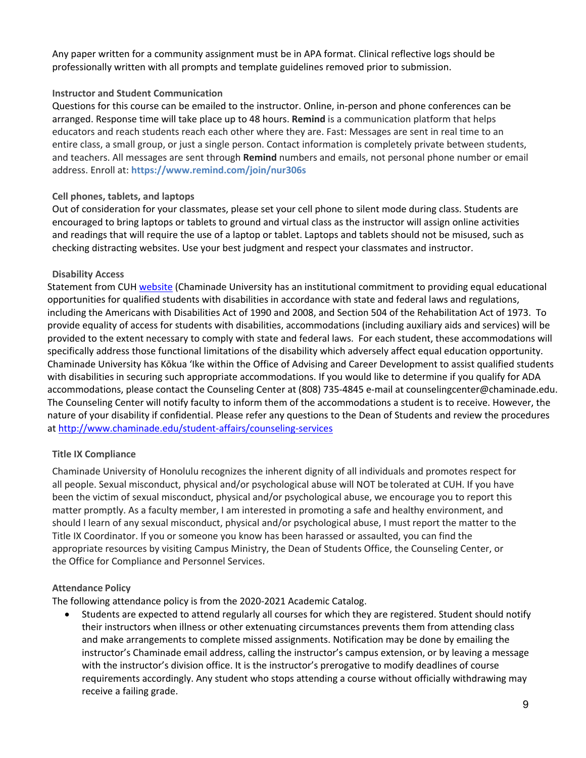Any paper written for a community assignment must be in APA format. Clinical reflective logs should be professionally written with all prompts and template guidelines removed prior to submission.

### Instructor and Student Communication

Questions for this course can be emailed to the instructor. Online, in-person and phone conferences can be arranged. Response time will take place up to 48 hours. **Remind** is a communication platform that helps educators and reach students reach each other where they are. Fast: Messages are sent in real time to an entire class, a small group, or just a single person. Contact information is completely private between students, and teachers. All messages are sent through **Remind** numbers and emails, not personal phone number or email address. Enroll at: **https://www.remind.com/join/nur306s**

### Cell phones, tablets, and laptops

Out of consideration for your classmates, please set your cell phone to silent mode during class. Students are encouraged to bring laptops or tablets to ground and virtual class as the instructor will assign online activities and readings that will require the use of a laptop or tablet. Laptops and tablets should not be misused, such as checking distracting websites. Use your best judgment and respect your classmates and instructor.

### Disability Access

Statement from CUH website (Chaminade University has an institutional commitment to providing equal educational opportunities for qualified students with disabilities in accordance with state and federal laws and regulations, including the Americans with Disabilities Act of 1990 and 2008, and Section 504 of the Rehabilitation Act of 1973. To provide equality of access for students with disabilities, accommodations (including auxiliary aids and services) will be provided to the extent necessary to comply with state and federal laws. For each student, these accommodations will specifically address those functional limitations of the disability which adversely affect equal education opportunity. Chaminade University has Kōkua ʻIke within the Office of Advising and Career Development to assist qualified students with disabilities in securing such appropriate accommodations. If you would like to determine if you qualify for ADA accommodations, please contact the Counseling Center at (808) 735-4845 e-mail at counselingcenter@chaminade.edu. The Counseling Center will notify faculty to inform them of the accommodations a student is to receive. However, the nature of your disability if confidential. Please refer any questions to the Dean of Students and review the procedures at http://www.chaminade.edu/student-affairs/counseling-services

### Title IX Compliance

Chaminade University of Honolulu recognizes the inherent dignity of all individuals and promotes respect for all people. Sexual misconduct, physical and/or psychological abuse will NOT be tolerated at CUH. If you have been the victim of sexual misconduct, physical and/or psychological abuse, we encourage you to report this matter promptly. As a faculty member, I am interested in promoting a safe and healthy environment, and should I learn of any sexual misconduct, physical and/or psychological abuse, I must report the matter to the Title IX Coordinator. If you or someone you know has been harassed or assaulted, you can find the appropriate resources by visiting Campus Ministry, the Dean of Students Office, the Counseling Center, or the Office for Compliance and Personnel Services.

### Attendance Policy

The following attendance policy is from the 2020-2021 Academic Catalog.

- Students are expected to attend regularly all courses for which they are registered. Student should notify their instructors when illness or other extenuating circumstances prevents them from attending class and make arrangements to complete missed assignments. Notification may be done by emailing the instructor's Chaminade email address, calling the instructor's campus extension, or by leaving a message with the instructor's division office. It is the instructor's prerogative to modify deadlines of course requirements accordingly. Any student who stops attending a course without officially withdrawing may receive a failing grade.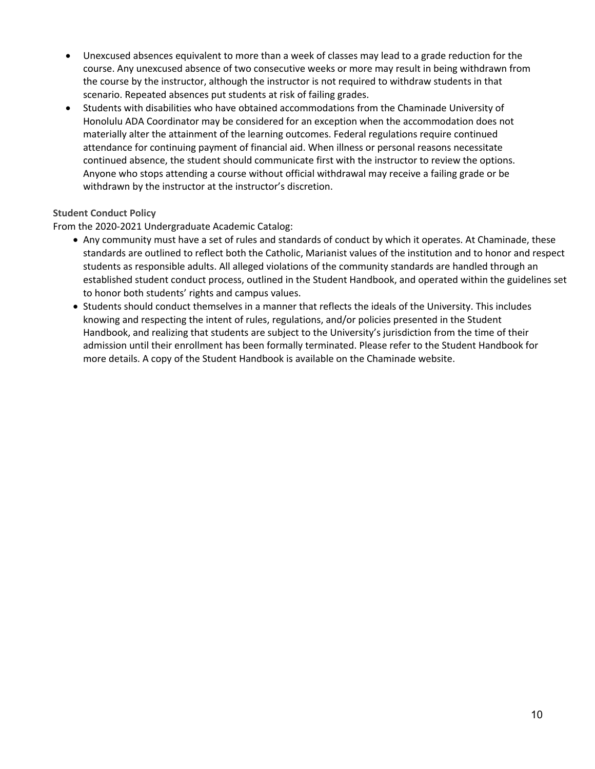- Unexcused absences equivalent to more than a week of classes may lead to a grade reduction for the course. Any unexcused absence of two consecutive weeks or more may result in being withdrawn from the course by the instructor, although the instructor is not required to withdraw students in that scenario. Repeated absences put students at risk of failing grades.
- Students with disabilities who have obtained accommodations from the Chaminade University of Honolulu ADA Coordinator may be considered for an exception when the accommodation does not materially alter the attainment of the learning outcomes. Federal regulations require continued attendance for continuing payment of financial aid. When illness or personal reasons necessitate continued absence, the student should communicate first with the instructor to review the options. Anyone who stops attending a course without official withdrawal may receive a failing grade or be withdrawn by the instructor at the instructor's discretion.

**Student Conduct Policy**

From the 2020-2021 Undergraduate Academic Catalog:

- Any community must have a set of rules and standards of conduct by which it operates. At Chaminade, these standards are outlined to reflect both the Catholic, Marianist values of the institution and to honor and respect students as responsible adults. All alleged violations of the community standards are handled through an established student conduct process, outlined in the Student Handbook, and operated within the guidelines set to honor both students' rights and campus values.
- Students should conduct themselves in a manner that reflects the ideals of the University. This includes knowing and respecting the intent of rules, regulations, and/or policies presented in the Student Handbook, and realizing that students are subject to the University's jurisdiction from the time of their admission until their enrollment has been formally terminated. Please refer to the Student Handbook for more details. A copy of the Student Handbook is available on the Chaminade website.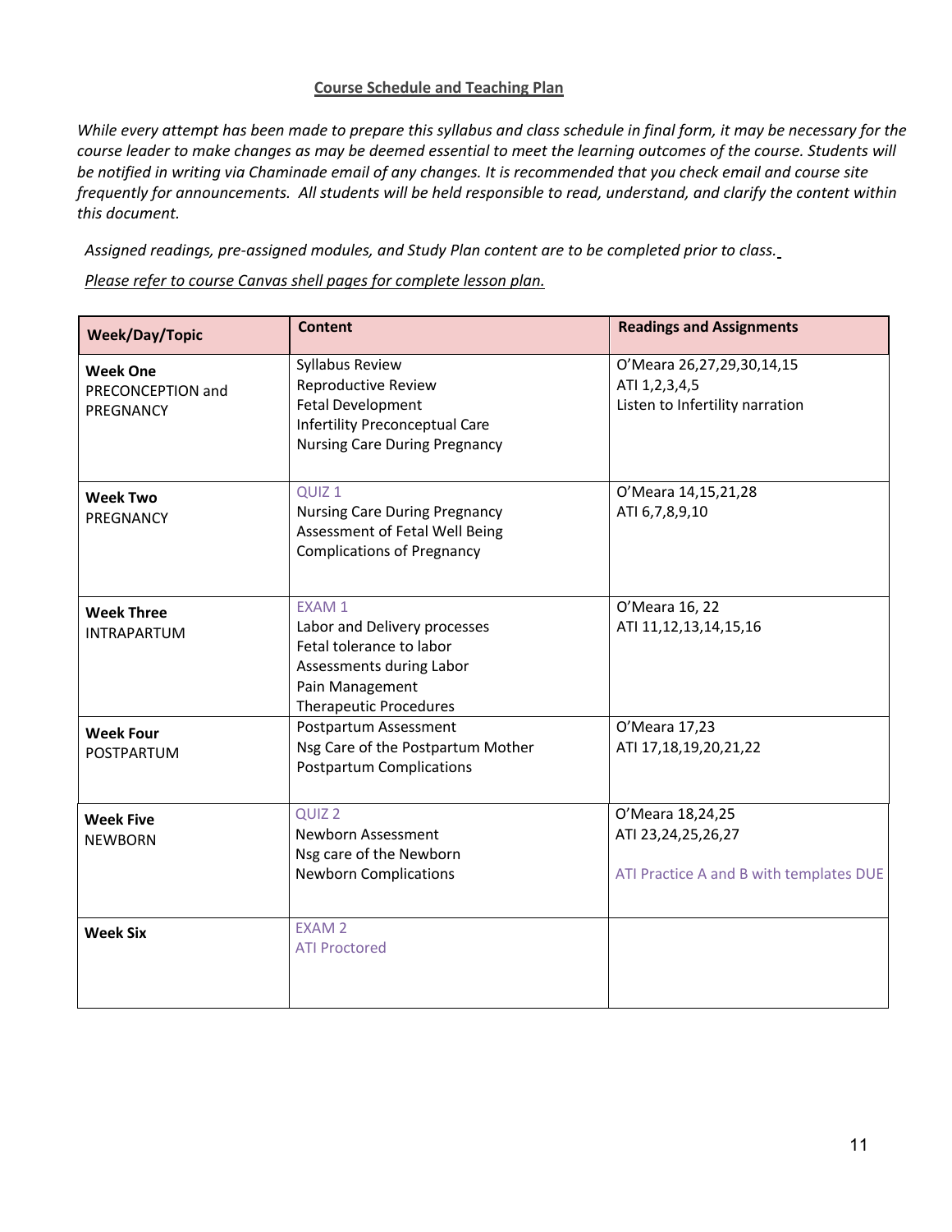## Course Schedule and Teaching Plan

*While every attempt has been made to prepare this syllabus and class schedule in final form, it may be necessary for the course leader to make changes as may be deemed essential to meet the learning outcomes of the course. Students will be notified in writing via Chaminade email of any changes. It is recommended that you check email and course site frequently for announcements. All students will be held responsible to read, understand, and clarify the content within this document.*

*Assigned readings, pre-assigned modules, and Study Plan content are to be completed prior to class.*

*Please refer to course Canvas shell pages for complete lesson plan.*

| Week/Day/Topic | Content | Readings and Assignments |
|---|---|---|
| **Week One** PRECONCEPTION and PREGNANCY | Syllabus Review<br>Reproductive Review<br>Fetal Development<br>Infertility Preconceptual Care<br>Nursing Care During Pregnancy | O'Meara 26,27,29,30,14,15<br>ATI 1,2,3,4,5<br>Listen to Infertility narration |
| **Week Two** PREGNANCY | QUIZ 1<br>Nursing Care During Pregnancy<br>Assessment of Fetal Well Being<br>Complications of Pregnancy | O'Meara 14,15,21,28<br>ATI 6,7,8,9,10 |
| **Week Three** INTRAPARTUM | EXAM 1<br>Labor and Delivery processes<br>Fetal tolerance to labor<br>Assessments during Labor<br>Pain Management<br>Therapeutic Procedures | O'Meara 16, 22<br>ATI 11,12,13,14,15,16 |
| **Week Four** POSTPARTUM | Postpartum Assessment<br>Nsg Care of the Postpartum Mother<br>Postpartum Complications | O'Meara 17,23<br>ATI 17,18,19,20,21,22 |
| **Week Five** NEWBORN | QUIZ 2<br>Newborn Assessment<br>Nsg care of the Newborn<br>Newborn Complications | O'Meara 18,24,25<br>ATI 23,24,25,26,27<br><br>ATI Practice A and B with templates DUE |
| **Week Six** | EXAM 2<br>ATI Proctored | |